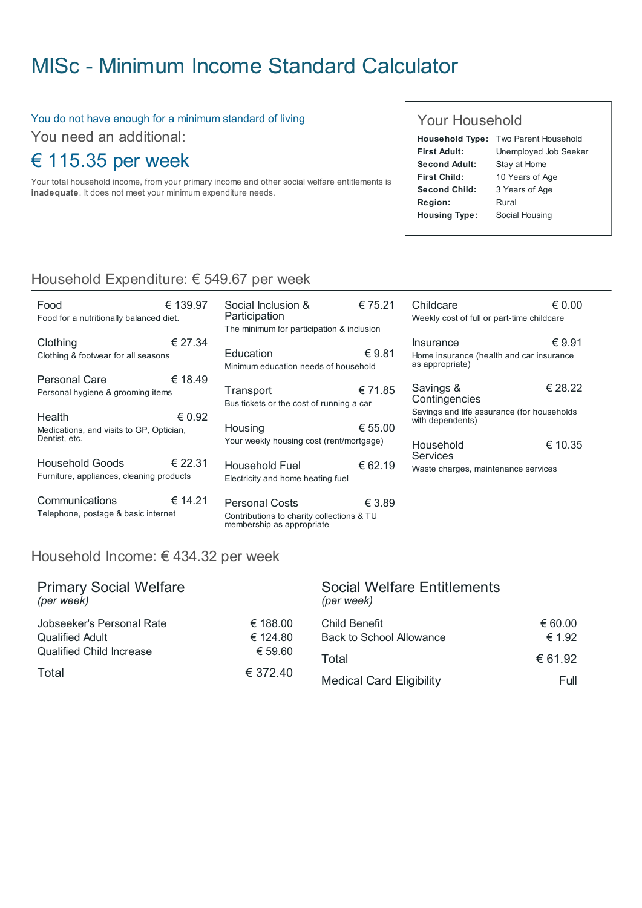# MISc - Minimum Income Standard Calculator

You do not have enough for a minimum standard of living

You need an additional:

## € 115.35 per week

Your total household income, from your primary income and other social welfare entitlements is **inadequate**. It does not meet your minimum expenditure needs.

### Your Household

| | |
|---|---|
| **Household Type:** | Two Parent Household |
| **First Adult:** | Unemployed Job Seeker |
| **Second Adult:** | Stay at Home |
| **First Child:** | 10 Years of Age |
| **Second Child:** | 3 Years of Age |
| **Region:** | Rural |
| **Housing Type:** | Social Housing |

## Household Expenditure: € 549.67 per week

**Food** € 139.97
Food for a nutritionally balanced diet.

**Clothing** € 27.34
Clothing & footwear for all seasons

**Personal Care** € 18.49
Personal hygiene & grooming items

**Health** € 0.92
Medications, and visits to GP, Optician, Dentist, etc.

**Household Goods** € 22.31
Furniture, appliances, cleaning products

**Communications** € 14.21
Telephone, postage & basic internet

**Social Inclusion & Participation** € 75.21
The minimum for participation & inclusion

**Education** € 9.81
Minimum education needs of household

**Transport** € 71.85
Bus tickets or the cost of running a car

**Housing** € 55.00
Your weekly housing cost (rent/mortgage)

**Household Fuel** € 62.19
Electricity and home heating fuel

**Personal Costs** € 3.89
Contributions to charity collections & TU membership as appropriate

**Childcare** € 0.00
Weekly cost of full or part-time childcare

**Insurance** € 9.91
Home insurance (health and car insurance as appropriate)

**Savings & Contingencies** € 28.22
Savings and life assurance (for households with dependents)

**Household Services** € 10.35
Waste charges, maintenance services

## Household Income: € 434.32 per week

### Primary Social Welfare
*(per week)*

| | |
|---|---|
| Jobseeker's Personal Rate | € 188.00 |
| Qualified Adult | € 124.80 |
| Qualified Child Increase | € 59.60 |
| Total | € 372.40 |

### Social Welfare Entitlements
*(per week)*

| | |
|---|---|
| Child Benefit | € 60.00 |
| Back to School Allowance | € 1.92 |
| Total | € 61.92 |
| Medical Card Eligibility | Full |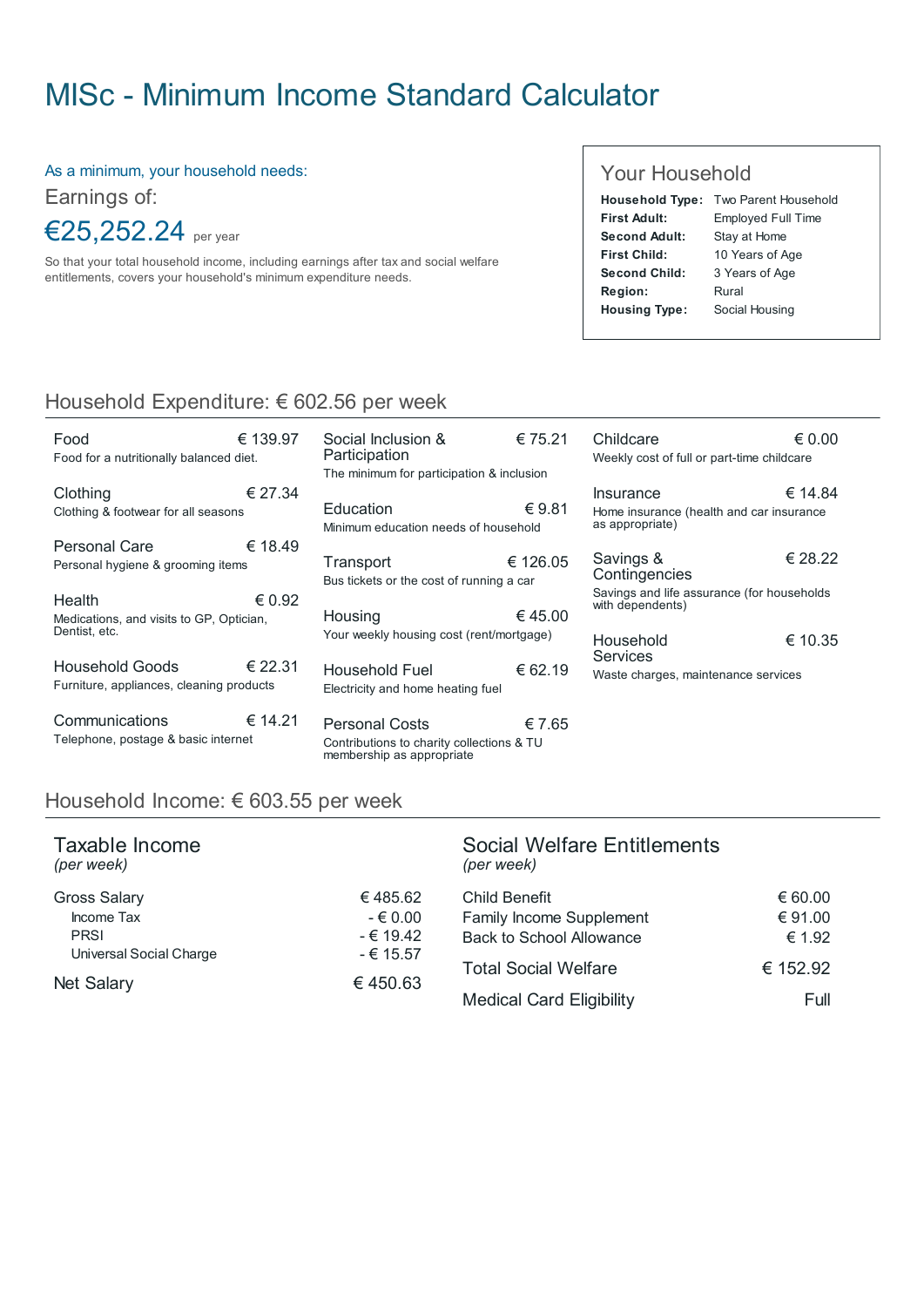# MISc - Minimum Income Standard Calculator

As a minimum, your household needs:

Earnings of:

**€25,252.24** per year

So that your total household income, including earnings after tax and social welfare entitlements, covers your household's minimum expenditure needs.

## Your Household

| | |
|---|---|
| **Household Type:** | Two Parent Household |
| **First Adult:** | Employed Full Time |
| **Second Adult:** | Stay at Home |
| **First Child:** | 10 Years of Age |
| **Second Child:** | 3 Years of Age |
| **Region:** | Rural |
| **Housing Type:** | Social Housing |

## Household Expenditure: € 602.56 per week

| Item | Description | Amount |
|---|---|---|
| Food | Food for a nutritionally balanced diet. | € 139.97 |
| Clothing | Clothing & footwear for all seasons | € 27.34 |
| Personal Care | Personal hygiene & grooming items | € 18.49 |
| Health | Medications, and visits to GP, Optician, Dentist, etc. | € 0.92 |
| Household Goods | Furniture, appliances, cleaning products | € 22.31 |
| Communications | Telephone, postage & basic internet | € 14.21 |
| Social Inclusion & Participation | The minimum for participation & inclusion | € 75.21 |
| Education | Minimum education needs of household | € 9.81 |
| Transport | Bus tickets or the cost of running a car | € 126.05 |
| Housing | Your weekly housing cost (rent/mortgage) | € 45.00 |
| Household Fuel | Electricity and home heating fuel | € 62.19 |
| Personal Costs | Contributions to charity collections & TU membership as appropriate | € 7.65 |
| Childcare | Weekly cost of full or part-time childcare | € 0.00 |
| Insurance | Home insurance (health and car insurance as appropriate) | € 14.84 |
| Savings & Contingencies | Savings and life assurance (for households with dependents) | € 28.22 |
| Household Services | Waste charges, maintenance services | € 10.35 |

## Household Income: € 603.55 per week

### Taxable Income
*(per week)*

| | |
|---|---|
| Gross Salary | € 485.62 |
| Income Tax | - € 0.00 |
| PRSI | - € 19.42 |
| Universal Social Charge | - € 15.57 |
| Net Salary | € 450.63 |

### Social Welfare Entitlements
*(per week)*

| | |
|---|---|
| Child Benefit | € 60.00 |
| Family Income Supplement | € 91.00 |
| Back to School Allowance | € 1.92 |
| Total Social Welfare | € 152.92 |
| Medical Card Eligibility | Full |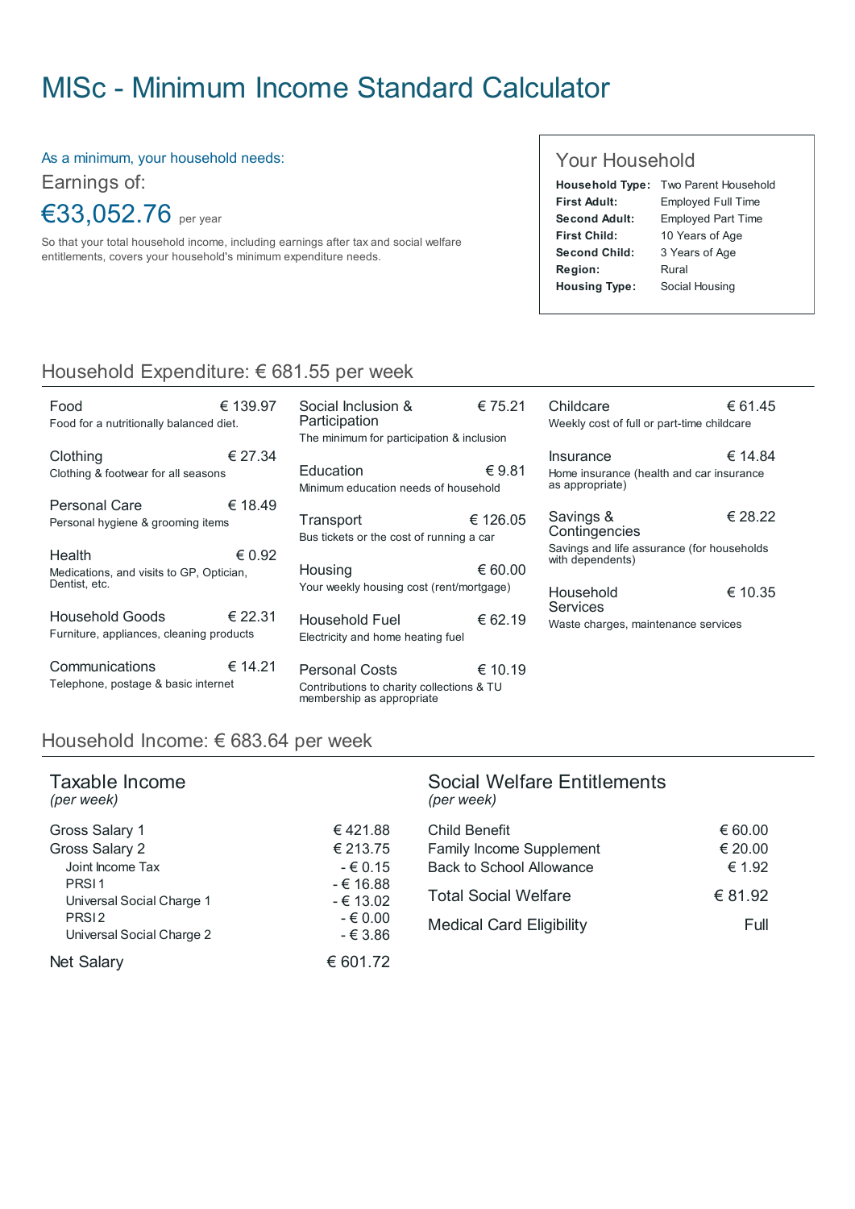# MISc - Minimum Income Standard Calculator

As a minimum, your household needs:

Earnings of:

**€33,052.76** per year

So that your total household income, including earnings after tax and social welfare entitlements, covers your household's minimum expenditure needs.

## Your Household

| | |
|---|---|
| **Household Type:** | Two Parent Household |
| **First Adult:** | Employed Full Time |
| **Second Adult:** | Employed Part Time |
| **First Child:** | 10 Years of Age |
| **Second Child:** | 3 Years of Age |
| **Region:** | Rural |
| **Housing Type:** | Social Housing |

## Household Expenditure: € 681.55 per week

| Item | Description | Amount |
|---|---|---|
| Food | Food for a nutritionally balanced diet. | € 139.97 |
| Clothing | Clothing & footwear for all seasons | € 27.34 |
| Personal Care | Personal hygiene & grooming items | € 18.49 |
| Health | Medications, and visits to GP, Optician, Dentist, etc. | € 0.92 |
| Household Goods | Furniture, appliances, cleaning products | € 22.31 |
| Communications | Telephone, postage & basic internet | € 14.21 |
| Social Inclusion & Participation | The minimum for participation & inclusion | € 75.21 |
| Education | Minimum education needs of household | € 9.81 |
| Transport | Bus tickets or the cost of running a car | € 126.05 |
| Housing | Your weekly housing cost (rent/mortgage) | € 60.00 |
| Household Fuel | Electricity and home heating fuel | € 62.19 |
| Personal Costs | Contributions to charity collections & TU membership as appropriate | € 10.19 |
| Childcare | Weekly cost of full or part-time childcare | € 61.45 |
| Insurance | Home insurance (health and car insurance as appropriate) | € 14.84 |
| Savings & Contingencies | Savings and life assurance (for households with dependents) | € 28.22 |
| Household Services | Waste charges, maintenance services | € 10.35 |

## Household Income: € 683.64 per week

### Taxable Income
*(per week)*

| | |
|---|---|
| Gross Salary 1 | € 421.88 |
| Gross Salary 2 | € 213.75 |
| Joint Income Tax | - € 0.15 |
| PRSI 1 | - € 16.88 |
| Universal Social Charge 1 | - € 13.02 |
| PRSI 2 | - € 0.00 |
| Universal Social Charge 2 | - € 3.86 |
| **Net Salary** | **€ 601.72** |

### Social Welfare Entitlements
*(per week)*

| | |
|---|---|
| Child Benefit | € 60.00 |
| Family Income Supplement | € 20.00 |
| Back to School Allowance | € 1.92 |
| **Total Social Welfare** | **€ 81.92** |
| **Medical Card Eligibility** | **Full** |